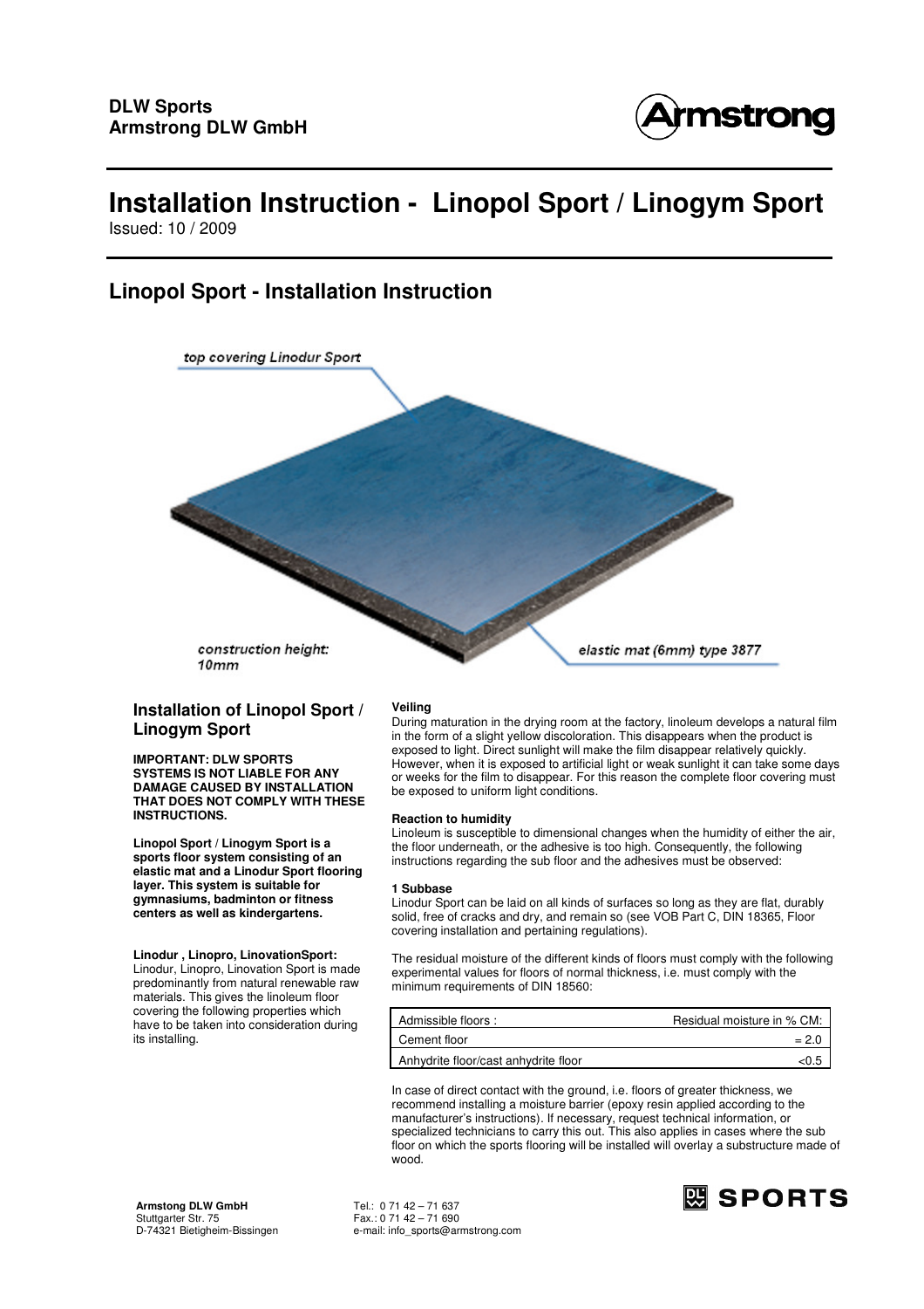**DLW Sports**
**Armstrong DLW GmbH**

# Installation Instruction - Linopol Sport / Linogym Sport

Issued: 10 / 2009

## Linopol Sport - Installation Instruction

top covering Linodur Sport

construction height: 10mm

elastic mat (6mm) type 3877

### Installation of Linopol Sport / Linogym Sport

**IMPORTANT: DLW SPORTS SYSTEMS IS NOT LIABLE FOR ANY DAMAGE CAUSED BY INSTALLATION THAT DOES NOT COMPLY WITH THESE INSTRUCTIONS.**

**Linopol Sport / Linogym Sport is a sports floor system consisting of an elastic mat and a Linodur Sport flooring layer. This system is suitable for gymnasiums, badminton or fitness centers as well as kindergartens.**

**Linodur , Linopro, LinovationSport:**
Linodur, Linopro, Linovation Sport is made predominantly from natural renewable raw materials. This gives the linoleum floor covering the following properties which have to be taken into consideration during its installing.

**Veiling**
During maturation in the drying room at the factory, linoleum develops a natural film in the form of a slight yellow discoloration. This disappears when the product is exposed to light. Direct sunlight will make the film disappear relatively quickly. However, when it is exposed to artificial light or weak sunlight it can take some days or weeks for the film to disappear. For this reason the complete floor covering must be exposed to uniform light conditions.

**Reaction to humidity**
Linoleum is susceptible to dimensional changes when the humidity of either the air, the floor underneath, or the adhesive is too high. Consequently, the following instructions regarding the sub floor and the adhesives must be observed:

**1 Subbase**
Linodur Sport can be laid on all kinds of surfaces so long as they are flat, durably solid, free of cracks and dry, and remain so (see VOB Part C, DIN 18365, Floor covering installation and pertaining regulations).

The residual moisture of the different kinds of floors must comply with the following experimental values for floors of normal thickness, i.e. must comply with the minimum requirements of DIN 18560:

| Admissible floors : | Residual moisture in % CM: |
|---|---|
| Cement floor | = 2.0 |
| Anhydrite floor/cast anhydrite floor | <0.5 |

In case of direct contact with the ground, i.e. floors of greater thickness, we recommend installing a moisture barrier (epoxy resin applied according to the manufacturer's instructions). If necessary, request technical information, or specialized technicians to carry this out. This also applies in cases where the sub floor on which the sports flooring will be installed will overlay a substructure made of wood.

**Armstong DLW GmbH**
Stuttgarter Str. 75
D-74321 Bietigheim-Bissingen

Tel.: 0 71 42 – 71 637
Fax.: 0 71 42 – 71 690
e-mail: info_sports@armstrong.com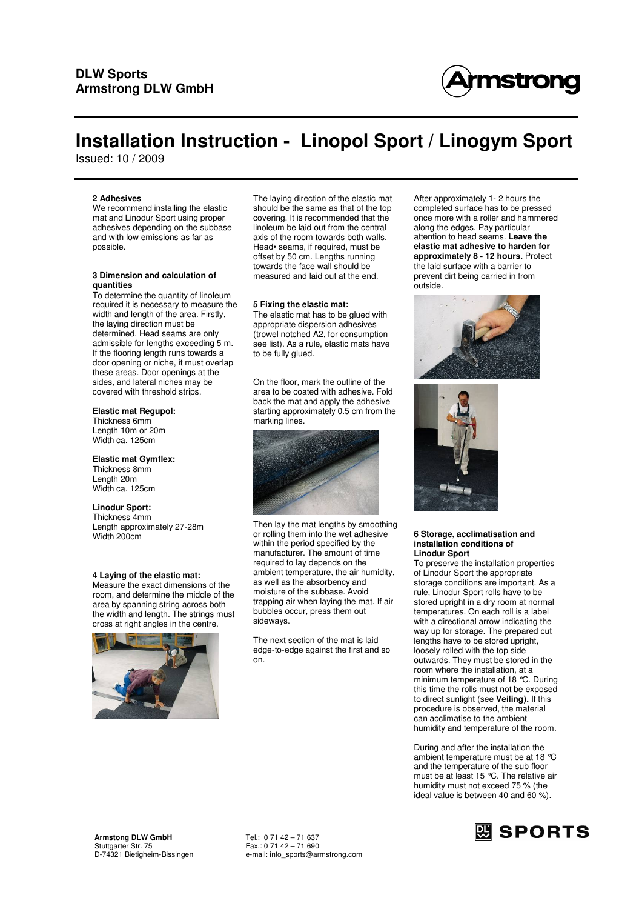# Installation Instruction - Linopol Sport / Linogym Sport

Issued: 10 / 2009

#### 2 Adhesives

We recommend installing the elastic mat and Linodur Sport using proper adhesives depending on the subbase and with low emissions as far as possible.

#### 3 Dimension and calculation of quantities

To determine the quantity of linoleum required it is necessary to measure the width and length of the area. Firstly, the laying direction must be determined. Head seams are only admissible for lengths exceeding 5 m. If the flooring length runs towards a door opening or niche, it must overlap these areas. Door openings at the sides, and lateral niches may be covered with threshold strips.

**Elastic mat Regupol:**
Thickness 6mm
Length 10m or 20m
Width ca. 125cm

**Elastic mat Gymflex:**
Thickness 8mm
Length 20m
Width ca. 125cm

**Linodur Sport:**
Thickness 4mm
Length approximately 27-28m
Width 200cm

#### 4 Laying of the elastic mat:

Measure the exact dimensions of the room, and determine the middle of the area by spanning string across both the width and length. The strings must cross at right angles in the centre.

The laying direction of the elastic mat should be the same as that of the top covering. It is recommended that the linoleum be laid out from the central axis of the room towards both walls. Head• seams, if required, must be offset by 50 cm. Lengths running towards the face wall should be measured and laid out at the end.

#### 5 Fixing the elastic mat:

The elastic mat has to be glued with appropriate dispersion adhesives (trowel notched A2, for consumption see list). As a rule, elastic mats have to be fully glued.

On the floor, mark the outline of the area to be coated with adhesive. Fold back the mat and apply the adhesive starting approximately 0.5 cm from the marking lines.

Then lay the mat lengths by smoothing or rolling them into the wet adhesive within the period specified by the manufacturer. The amount of time required to lay depends on the ambient temperature, the air humidity, as well as the absorbency and moisture of the subbase. Avoid trapping air when laying the mat. If air bubbles occur, press them out sideways.

The next section of the mat is laid edge-to-edge against the first and so on.

After approximately 1- 2 hours the completed surface has to be pressed once more with a roller and hammered along the edges. Pay particular attention to head seams. **Leave the elastic mat adhesive to harden for approximately 8 - 12 hours.** Protect the laid surface with a barrier to prevent dirt being carried in from outside.

#### 6 Storage, acclimatisation and installation conditions of Linodur Sport

To preserve the installation properties of Linodur Sport the appropriate storage conditions are important. As a rule, Linodur Sport rolls have to be stored upright in a dry room at normal temperatures. On each roll is a label with a directional arrow indicating the way up for storage. The prepared cut lengths have to be stored upright, loosely rolled with the top side outwards. They must be stored in the room where the installation, at a minimum temperature of 18 °C. During this time the rolls must not be exposed to direct sunlight (see **Veiling).** If this procedure is observed, the material can acclimatise to the ambient humidity and temperature of the room.

During and after the installation the ambient temperature must be at 18 °C and the temperature of the sub floor must be at least 15 °C. The relative air humidity must not exceed 75 % (the ideal value is between 40 and 60 %).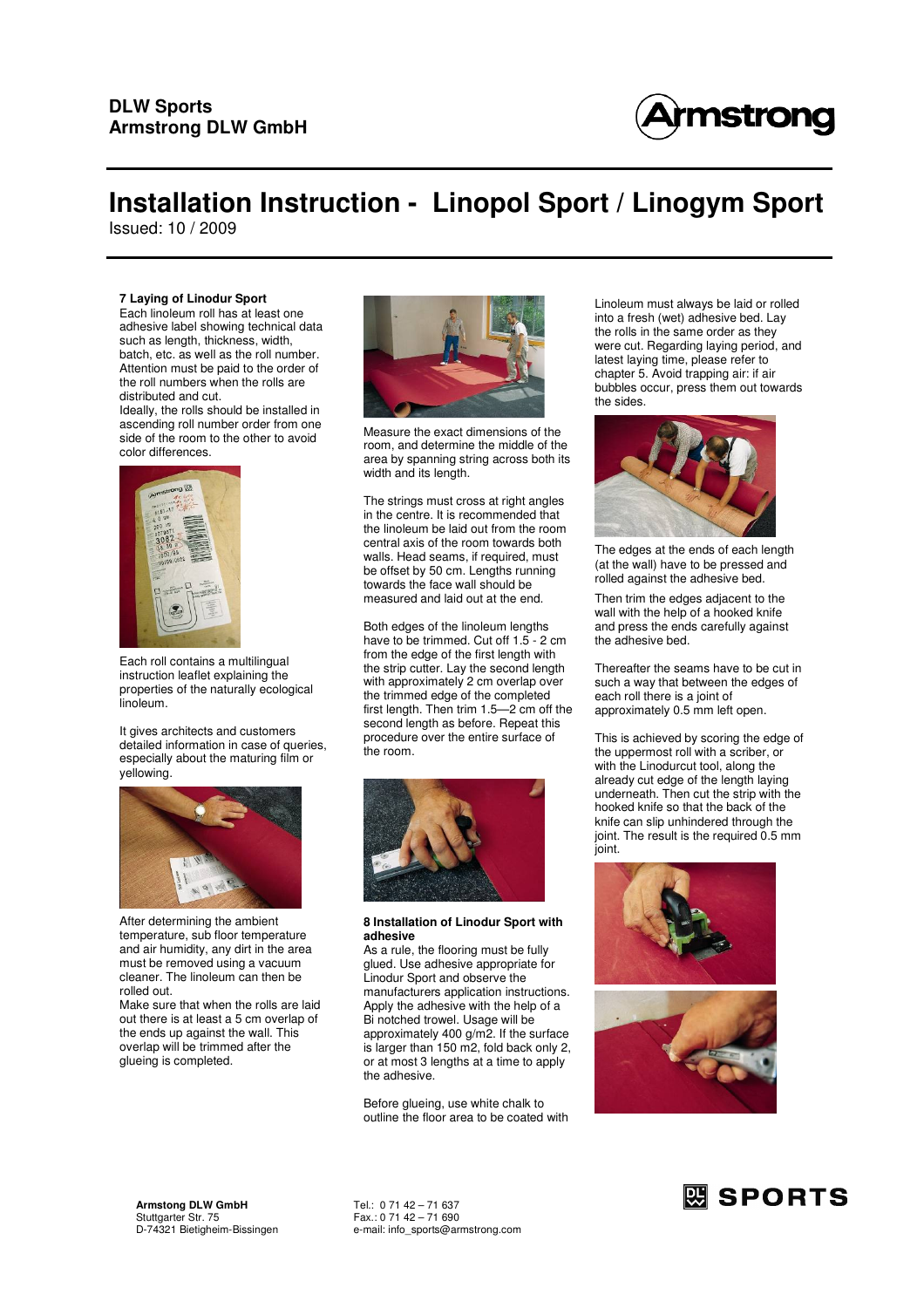# Installation Instruction - Linopol Sport / Linogym Sport

Issued: 10 / 2009

### 7 Laying of Linodur Sport

Each linoleum roll has at least one adhesive label showing technical data such as length, thickness, width, batch, etc. as well as the roll number. Attention must be paid to the order of the roll numbers when the rolls are distributed and cut.

Ideally, the rolls should be installed in ascending roll number order from one side of the room to the other to avoid color differences.

Each roll contains a multilingual instruction leaflet explaining the properties of the naturally ecological linoleum.

It gives architects and customers detailed information in case of queries, especially about the maturing film or yellowing.

After determining the ambient temperature, sub floor temperature and air humidity, any dirt in the area must be removed using a vacuum cleaner. The linoleum can then be rolled out.

Make sure that when the rolls are laid out there is at least a 5 cm overlap of the ends up against the wall. This overlap will be trimmed after the glueing is completed.

Measure the exact dimensions of the room, and determine the middle of the area by spanning string across both its width and its length.

The strings must cross at right angles in the centre. It is recommended that the linoleum be laid out from the room central axis of the room towards both walls. Head seams, if required, must be offset by 50 cm. Lengths running towards the face wall should be measured and laid out at the end.

Both edges of the linoleum lengths have to be trimmed. Cut off 1.5 - 2 cm from the edge of the first length with the strip cutter. Lay the second length with approximately 2 cm overlap over the trimmed edge of the completed first length. Then trim 1.5—2 cm off the second length as before. Repeat this procedure over the entire surface of the room.

### 8 Installation of Linodur Sport with adhesive

As a rule, the flooring must be fully glued. Use adhesive appropriate for Linodur Sport and observe the manufacturers application instructions. Apply the adhesive with the help of a Bi notched trowel. Usage will be approximately 400 g/m2. If the surface is larger than 150 m2, fold back only 2, or at most 3 lengths at a time to apply the adhesive.

Before glueing, use white chalk to outline the floor area to be coated with

Linoleum must always be laid or rolled into a fresh (wet) adhesive bed. Lay the rolls in the same order as they were cut. Regarding laying period, and latest laying time, please refer to chapter 5. Avoid trapping air: if air bubbles occur, press them out towards the sides.

The edges at the ends of each length (at the wall) have to be pressed and rolled against the adhesive bed.

Then trim the edges adjacent to the wall with the help of a hooked knife and press the ends carefully against the adhesive bed.

Thereafter the seams have to be cut in such a way that between the edges of each roll there is a joint of approximately 0.5 mm left open.

This is achieved by scoring the edge of the uppermost roll with a scriber, or with the Linodurcut tool, along the already cut edge of the length laying underneath. Then cut the strip with the hooked knife so that the back of the knife can slip unhindered through the joint. The result is the required 0.5 mm joint.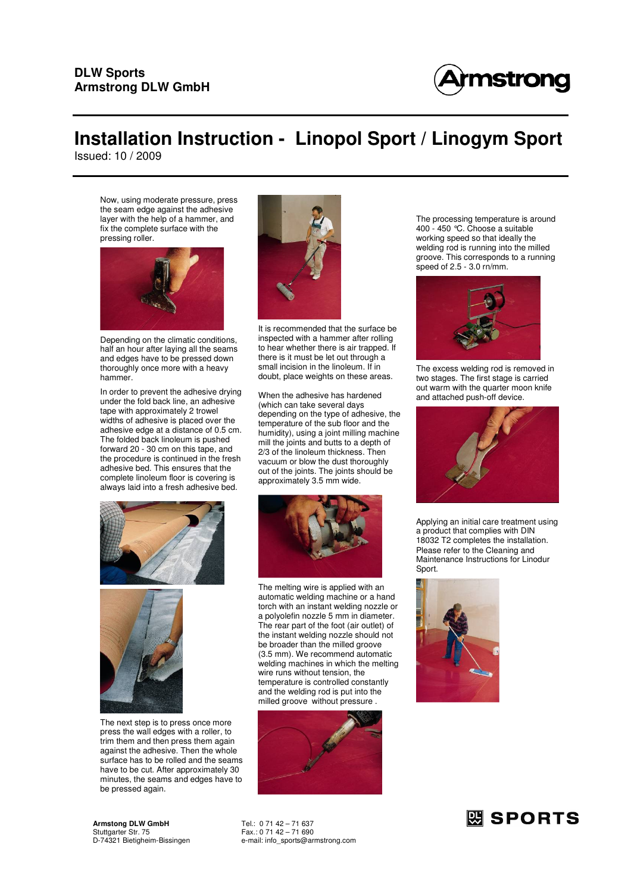**DLW Sports**
**Armstrong DLW GmbH**

# Installation Instruction - Linopol Sport / Linogym Sport

Issued: 10 / 2009

Now, using moderate pressure, press the seam edge against the adhesive layer with the help of a hammer, and fix the complete surface with the pressing roller.

Depending on the climatic conditions, half an hour after laying all the seams and edges have to be pressed down thoroughly once more with a heavy hammer.

In order to prevent the adhesive drying under the fold back line, an adhesive tape with approximately 2 trowel widths of adhesive is placed over the adhesive edge at a distance of 0.5 cm. The folded back linoleum is pushed forward 20 - 30 cm on this tape, and the procedure is continued in the fresh adhesive bed. This ensures that the complete linoleum floor is covering is always laid into a fresh adhesive bed.

The next step is to press once more press the wall edges with a roller, to trim them and then press them again against the adhesive. Then the whole surface has to be rolled and the seams have to be cut. After approximately 30 minutes, the seams and edges have to be pressed again.

It is recommended that the surface be inspected with a hammer after rolling to hear whether there is air trapped. If there is it must be let out through a small incision in the linoleum. If in doubt, place weights on these areas.

When the adhesive has hardened (which can take several days depending on the type of adhesive, the temperature of the sub floor and the humidity), using a joint milling machine mill the joints and butts to a depth of 2/3 of the linoleum thickness. Then vacuum or blow the dust thoroughly out of the joints. The joints should be approximately 3.5 mm wide.

The melting wire is applied with an automatic welding machine or a hand torch with an instant welding nozzle or a polyolefin nozzle 5 mm in diameter. The rear part of the foot (air outlet) of the instant welding nozzle should not be broader than the milled groove (3.5 mm). We recommend automatic welding machines in which the melting wire runs without tension, the temperature is controlled constantly and the welding rod is put into the milled groove without pressure .

The processing temperature is around 400 - 450 °C. Choose a suitable working speed so that ideally the welding rod is running into the milled groove. This corresponds to a running speed of 2.5 - 3.0 rn/mm.

The excess welding rod is removed in two stages. The first stage is carried out warm with the quarter moon knife and attached push-off device.

Applying an initial care treatment using a product that complies with DIN 18032 T2 completes the installation. Please refer to the Cleaning and Maintenance Instructions for Linodur Sport.

**Armstrong DLW GmbH**
Stuttgarter Str. 75
D-74321 Bietigheim-Bissingen

Tel.: 0 71 42 – 71 637
Fax.: 0 71 42 – 71 690
e-mail: info_sports@armstrong.com